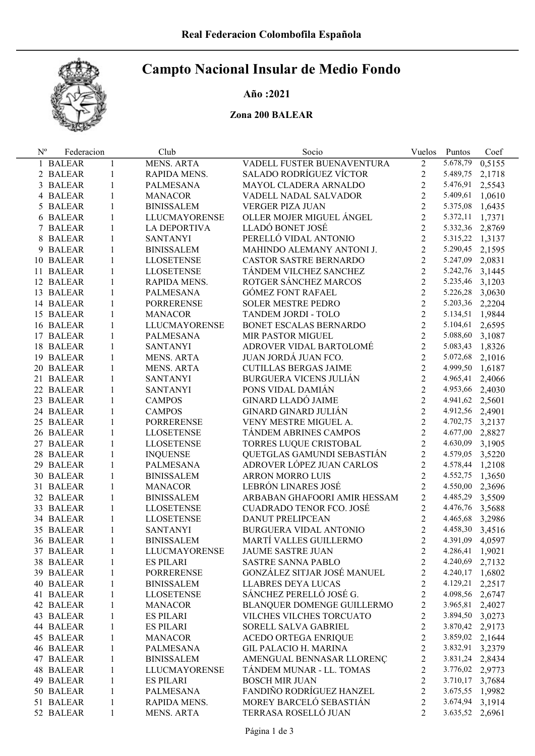Real Federacion Colombofila Española

# Campto Nacional Insular de Medio Fondo

**Año :2021**

**Zona 200 BALEAR**

| Nº | Federacion | | Club | Socio | Vuelos | Puntos | Coef |
|---|---|---|---|---|---|---|---|
| 1 | BALEAR | 1 | MENS. ARTA | VADELL FUSTER BUENAVENTURA | 2 | 5.678,79 | 0,5155 |
| 2 | BALEAR | 1 | RAPIDA MENS. | SALADO RODRÍGUEZ VÍCTOR | 2 | 5.489,75 | 2,1718 |
| 3 | BALEAR | 1 | PALMESANA | MAYOL CLADERA ARNALDO | 2 | 5.476,91 | 2,5543 |
| 4 | BALEAR | 1 | MANACOR | VADELL NADAL SALVADOR | 2 | 5.409,61 | 1,0610 |
| 5 | BALEAR | 1 | BINISSALEM | VERGER PIZA JUAN | 2 | 5.375,08 | 1,6435 |
| 6 | BALEAR | 1 | LLUCMAYORENSE | OLLER MOJER MIGUEL ÁNGEL | 2 | 5.372,11 | 1,7371 |
| 7 | BALEAR | 1 | LA DEPORTIVA | LLADÓ BONET JOSÉ | 2 | 5.332,36 | 2,8769 |
| 8 | BALEAR | 1 | SANTANYI | PERELLÓ VIDAL ANTONIO | 2 | 5.315,22 | 1,3137 |
| 9 | BALEAR | 1 | BINISSALEM | MAHINDO ALEMANY ANTONI J. | 2 | 5.290,45 | 2,1595 |
| 10 | BALEAR | 1 | LLOSETENSE | CASTOR SASTRE BERNARDO | 2 | 5.247,09 | 2,0831 |
| 11 | BALEAR | 1 | LLOSETENSE | TÁNDEM VILCHEZ SANCHEZ | 2 | 5.242,76 | 3,1445 |
| 12 | BALEAR | 1 | RAPIDA MENS. | ROTGER SÁNCHEZ MARCOS | 2 | 5.235,46 | 3,1203 |
| 13 | BALEAR | 1 | PALMESANA | GÓMEZ FONT RAFAEL | 2 | 5.226,28 | 3,0630 |
| 14 | BALEAR | 1 | PORRERENSE | SOLER MESTRE PEDRO | 2 | 5.203,36 | 2,2204 |
| 15 | BALEAR | 1 | MANACOR | TANDEM JORDI - TOLO | 2 | 5.134,51 | 1,9844 |
| 16 | BALEAR | 1 | LLUCMAYORENSE | BONET ESCALAS BERNARDO | 2 | 5.104,61 | 2,6595 |
| 17 | BALEAR | 1 | PALMESANA | MIR PASTOR MIGUEL | 2 | 5.088,60 | 3,1087 |
| 18 | BALEAR | 1 | SANTANYI | ADROVER VIDAL BARTOLOMÉ | 2 | 5.083,43 | 1,8326 |
| 19 | BALEAR | 1 | MENS. ARTA | JUAN JORDÁ JUAN FCO. | 2 | 5.072,68 | 2,1016 |
| 20 | BALEAR | 1 | MENS. ARTA | CUTILLAS BERGAS JAIME | 2 | 4.999,50 | 1,6187 |
| 21 | BALEAR | 1 | SANTANYI | BURGUERA VICENS JULIÁN | 2 | 4.965,41 | 2,4066 |
| 22 | BALEAR | 1 | SANTANYI | PONS VIDAL DAMIÁN | 2 | 4.953,66 | 2,4030 |
| 23 | BALEAR | 1 | CAMPOS | GINARD LLADÓ JAIME | 2 | 4.941,62 | 2,5601 |
| 24 | BALEAR | 1 | CAMPOS | GINARD GINARD JULIÁN | 2 | 4.912,56 | 2,4901 |
| 25 | BALEAR | 1 | PORRERENSE | VENY MESTRE MIGUEL A. | 2 | 4.702,75 | 3,2137 |
| 26 | BALEAR | 1 | LLOSETENSE | TÁNDEM ABRINES CAMPOS | 2 | 4.677,00 | 2,8827 |
| 27 | BALEAR | 1 | LLOSETENSE | TORRES LUQUE CRISTOBAL | 2 | 4.630,09 | 3,1905 |
| 28 | BALEAR | 1 | INQUENSE | QUETGLAS GAMUNDI SEBASTIÁN | 2 | 4.579,05 | 3,5220 |
| 29 | BALEAR | 1 | PALMESANA | ADROVER LÓPEZ JUAN CARLOS | 2 | 4.578,44 | 1,2108 |
| 30 | BALEAR | 1 | BINISSALEM | ARRON MORRO LUIS | 2 | 4.552,75 | 1,3650 |
| 31 | BALEAR | 1 | MANACOR | LEBRÓN LINARES JOSÉ | 2 | 4.550,00 | 2,3696 |
| 32 | BALEAR | 1 | BINISSALEM | ARBABAN GHAFOORI AMIR HESSAM | 2 | 4.485,29 | 3,5509 |
| 33 | BALEAR | 1 | LLOSETENSE | CUADRADO TENOR FCO. JOSÉ | 2 | 4.476,76 | 3,5688 |
| 34 | BALEAR | 1 | LLOSETENSE | DANUT PRELIPCEAN | 2 | 4.465,68 | 3,2986 |
| 35 | BALEAR | 1 | SANTANYI | BURGUERA VIDAL ANTONIO | 2 | 4.458,30 | 3,4516 |
| 36 | BALEAR | 1 | BINISSALEM | MARTÍ VALLES GUILLERMO | 2 | 4.391,09 | 4,0597 |
| 37 | BALEAR | 1 | LLUCMAYORENSE | JAUME SASTRE JUAN | 2 | 4.286,41 | 1,9021 |
| 38 | BALEAR | 1 | ES PILARI | SASTRE SANNA PABLO | 2 | 4.240,69 | 2,7132 |
| 39 | BALEAR | 1 | PORRERENSE | GONZÁLEZ SITJAR JOSÉ MANUEL | 2 | 4.240,17 | 1,6802 |
| 40 | BALEAR | 1 | BINISSALEM | LLABRES DEYA LUCAS | 2 | 4.129,21 | 2,2517 |
| 41 | BALEAR | 1 | LLOSETENSE | SÁNCHEZ PERELLÓ JOSÉ G. | 2 | 4.098,56 | 2,6747 |
| 42 | BALEAR | 1 | MANACOR | BLANQUER DOMENGE GUILLERMO | 2 | 3.965,81 | 2,4027 |
| 43 | BALEAR | 1 | ES PILARI | VILCHES VILCHES TORCUATO | 2 | 3.894,50 | 3,0273 |
| 44 | BALEAR | 1 | ES PILARI | SORELL SALVA GABRIEL | 2 | 3.870,42 | 2,9173 |
| 45 | BALEAR | 1 | MANACOR | ACEDO ORTEGA ENRIQUE | 2 | 3.859,02 | 2,1644 |
| 46 | BALEAR | 1 | PALMESANA | GIL PALACIO H. MARINA | 2 | 3.832,91 | 3,2379 |
| 47 | BALEAR | 1 | BINISSALEM | AMENGUAL BENNASAR LLORENÇ | 2 | 3.831,24 | 2,8434 |
| 48 | BALEAR | 1 | LLUCMAYORENSE | TÁNDEM MUNAR - LL. TOMAS | 2 | 3.776,02 | 2,9773 |
| 49 | BALEAR | 1 | ES PILARI | BOSCH MIR JUAN | 2 | 3.710,17 | 3,7684 |
| 50 | BALEAR | 1 | PALMESANA | FANDIÑO RODRÍGUEZ HANZEL | 2 | 3.675,55 | 1,9982 |
| 51 | BALEAR | 1 | RAPIDA MENS. | MOREY BARCELÓ SEBASTIÁN | 2 | 3.674,94 | 3,1914 |
| 52 | BALEAR | 1 | MENS. ARTA | TERRASA ROSELLÓ JUAN | 2 | 3.635,52 | 2,6961 |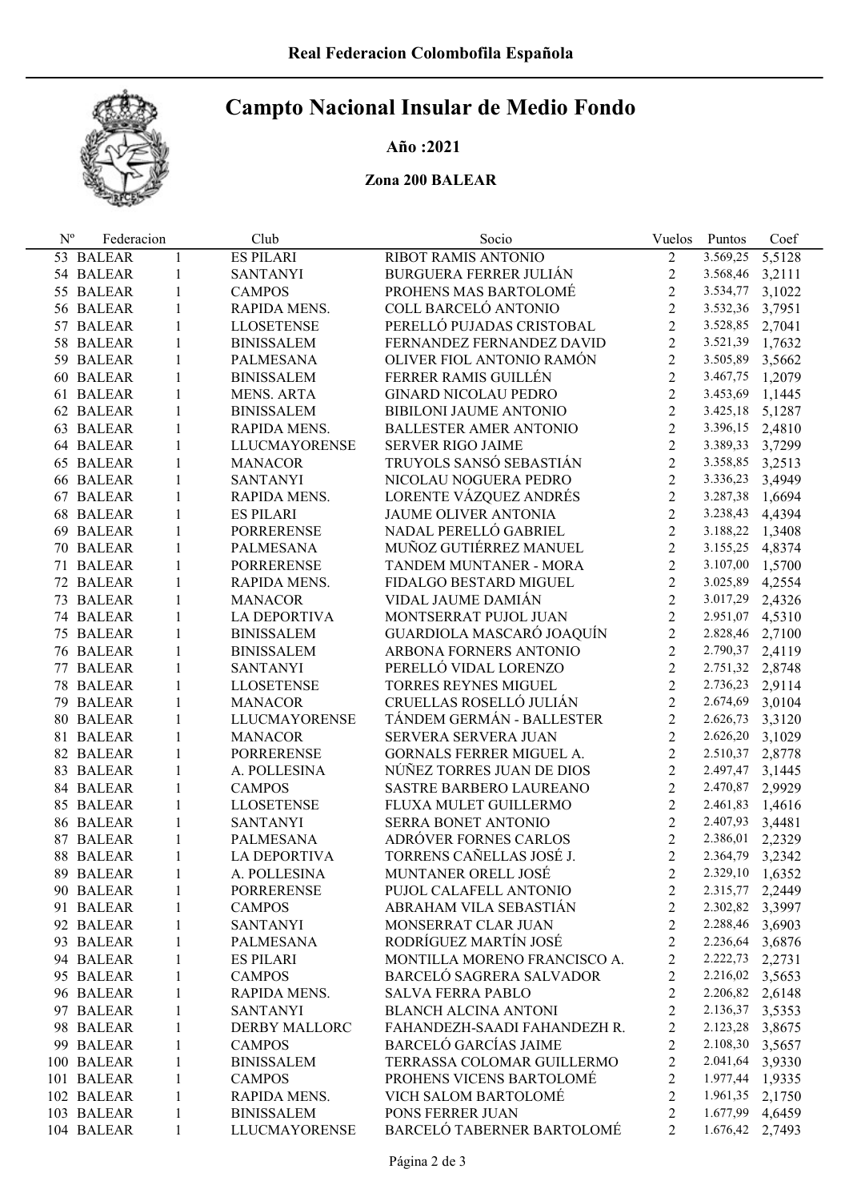Real Federacion Colombofila Española

# Campto Nacional Insular de Medio Fondo

**Año :2021**

**Zona 200 BALEAR**

| Nº | Federacion | | Club | Socio | Vuelos | Puntos | Coef |
|---|---|---|---|---|---|---|---|
| 53 | BALEAR | 1 | ES PILARI | RIBOT RAMIS ANTONIO | 2 | 3.569,25 | 5,5128 |
| 54 | BALEAR | 1 | SANTANYI | BURGUERA FERRER JULIÁN | 2 | 3.568,46 | 3,2111 |
| 55 | BALEAR | 1 | CAMPOS | PROHENS MAS BARTOLOMÉ | 2 | 3.534,77 | 3,1022 |
| 56 | BALEAR | 1 | RAPIDA MENS. | COLL BARCELÓ ANTONIO | 2 | 3.532,36 | 3,7951 |
| 57 | BALEAR | 1 | LLOSETENSE | PERELLÓ PUJADAS CRISTOBAL | 2 | 3.528,85 | 2,7041 |
| 58 | BALEAR | 1 | BINISSALEM | FERNANDEZ FERNANDEZ DAVID | 2 | 3.521,39 | 1,7632 |
| 59 | BALEAR | 1 | PALMESANA | OLIVER FIOL ANTONIO RAMÓN | 2 | 3.505,89 | 3,5662 |
| 60 | BALEAR | 1 | BINISSALEM | FERRER RAMIS GUILLÉN | 2 | 3.467,75 | 1,2079 |
| 61 | BALEAR | 1 | MENS. ARTA | GINARD NICOLAU PEDRO | 2 | 3.453,69 | 1,1445 |
| 62 | BALEAR | 1 | BINISSALEM | BIBILONI JAUME ANTONIO | 2 | 3.425,18 | 5,1287 |
| 63 | BALEAR | 1 | RAPIDA MENS. | BALLESTER AMER ANTONIO | 2 | 3.396,15 | 2,4810 |
| 64 | BALEAR | 1 | LLUCMAYORENSE | SERVER RIGO JAIME | 2 | 3.389,33 | 3,7299 |
| 65 | BALEAR | 1 | MANACOR | TRUYOLS SANSÓ SEBASTIÁN | 2 | 3.358,85 | 3,2513 |
| 66 | BALEAR | 1 | SANTANYI | NICOLAU NOGUERA PEDRO | 2 | 3.336,23 | 3,4949 |
| 67 | BALEAR | 1 | RAPIDA MENS. | LORENTE VÁZQUEZ ANDRÉS | 2 | 3.287,38 | 1,6694 |
| 68 | BALEAR | 1 | ES PILARI | JAUME OLIVER ANTONIA | 2 | 3.238,43 | 4,4394 |
| 69 | BALEAR | 1 | PORRERENSE | NADAL PERELLÓ GABRIEL | 2 | 3.188,22 | 1,3408 |
| 70 | BALEAR | 1 | PALMESANA | MUÑOZ GUTIÉRREZ MANUEL | 2 | 3.155,25 | 4,8374 |
| 71 | BALEAR | 1 | PORRERENSE | TANDEM MUNTANER - MORA | 2 | 3.107,00 | 1,5700 |
| 72 | BALEAR | 1 | RAPIDA MENS. | FIDALGO BESTARD MIGUEL | 2 | 3.025,89 | 4,2554 |
| 73 | BALEAR | 1 | MANACOR | VIDAL JAUME DAMIÁN | 2 | 3.017,29 | 2,4326 |
| 74 | BALEAR | 1 | LA DEPORTIVA | MONTSERRAT PUJOL JUAN | 2 | 2.951,07 | 4,5310 |
| 75 | BALEAR | 1 | BINISSALEM | GUARDIOLA MASCARÓ JOAQUÍN | 2 | 2.828,46 | 2,7100 |
| 76 | BALEAR | 1 | BINISSALEM | ARBONA FORNERS ANTONIO | 2 | 2.790,37 | 2,4119 |
| 77 | BALEAR | 1 | SANTANYI | PERELLÓ VIDAL LORENZO | 2 | 2.751,32 | 2,8748 |
| 78 | BALEAR | 1 | LLOSETENSE | TORRES REYNES MIGUEL | 2 | 2.736,23 | 2,9114 |
| 79 | BALEAR | 1 | MANACOR | CRUELLAS ROSELLÓ JULIÁN | 2 | 2.674,69 | 3,0104 |
| 80 | BALEAR | 1 | LLUCMAYORENSE | TÁNDEM GERMÁN - BALLESTER | 2 | 2.626,73 | 3,3120 |
| 81 | BALEAR | 1 | MANACOR | SERVERA SERVERA JUAN | 2 | 2.626,20 | 3,1029 |
| 82 | BALEAR | 1 | PORRERENSE | GORNALS FERRER MIGUEL A. | 2 | 2.510,37 | 2,8778 |
| 83 | BALEAR | 1 | A. POLLESINA | NÚÑEZ TORRES JUAN DE DIOS | 2 | 2.497,47 | 3,1445 |
| 84 | BALEAR | 1 | CAMPOS | SASTRE BARBERO LAUREANO | 2 | 2.470,87 | 2,9929 |
| 85 | BALEAR | 1 | LLOSETENSE | FLUXA MULET GUILLERMO | 2 | 2.461,83 | 1,4616 |
| 86 | BALEAR | 1 | SANTANYI | SERRA BONET ANTONIO | 2 | 2.407,93 | 3,4481 |
| 87 | BALEAR | 1 | PALMESANA | ADRÓVER FORNES CARLOS | 2 | 2.386,01 | 2,2329 |
| 88 | BALEAR | 1 | LA DEPORTIVA | TORRENS CAÑELLAS JOSÉ J. | 2 | 2.364,79 | 3,2342 |
| 89 | BALEAR | 1 | A. POLLESINA | MUNTANER ORELL JOSÉ | 2 | 2.329,10 | 1,6352 |
| 90 | BALEAR | 1 | PORRERENSE | PUJOL CALAFELL ANTONIO | 2 | 2.315,77 | 2,2449 |
| 91 | BALEAR | 1 | CAMPOS | ABRAHAM VILA SEBASTIÁN | 2 | 2.302,82 | 3,3997 |
| 92 | BALEAR | 1 | SANTANYI | MONSERRAT CLAR JUAN | 2 | 2.288,46 | 3,6903 |
| 93 | BALEAR | 1 | PALMESANA | RODRÍGUEZ MARTÍN JOSÉ | 2 | 2.236,64 | 3,6876 |
| 94 | BALEAR | 1 | ES PILARI | MONTILLA MORENO FRANCISCO A. | 2 | 2.222,73 | 2,2731 |
| 95 | BALEAR | 1 | CAMPOS | BARCELÓ SAGRERA SALVADOR | 2 | 2.216,02 | 3,5653 |
| 96 | BALEAR | 1 | RAPIDA MENS. | SALVA FERRA PABLO | 2 | 2.206,82 | 2,6148 |
| 97 | BALEAR | 1 | SANTANYI | BLANCH ALCINA ANTONI | 2 | 2.136,37 | 3,5353 |
| 98 | BALEAR | 1 | DERBY MALLORC | FAHANDEZH-SAADI FAHANDEZH R. | 2 | 2.123,28 | 3,8675 |
| 99 | BALEAR | 1 | CAMPOS | BARCELÓ GARCÍAS JAIME | 2 | 2.108,30 | 3,5657 |
| 100 | BALEAR | 1 | BINISSALEM | TERRASSA COLOMAR GUILLERMO | 2 | 2.041,64 | 3,9330 |
| 101 | BALEAR | 1 | CAMPOS | PROHENS VICENS BARTOLOMÉ | 2 | 1.977,44 | 1,9335 |
| 102 | BALEAR | 1 | RAPIDA MENS. | VICH SALOM BARTOLOMÉ | 2 | 1.961,35 | 2,1750 |
| 103 | BALEAR | 1 | BINISSALEM | PONS FERRER JUAN | 2 | 1.677,99 | 4,6459 |
| 104 | BALEAR | 1 | LLUCMAYORENSE | BARCELÓ TABERNER BARTOLOMÉ | 2 | 1.676,42 | 2,7493 |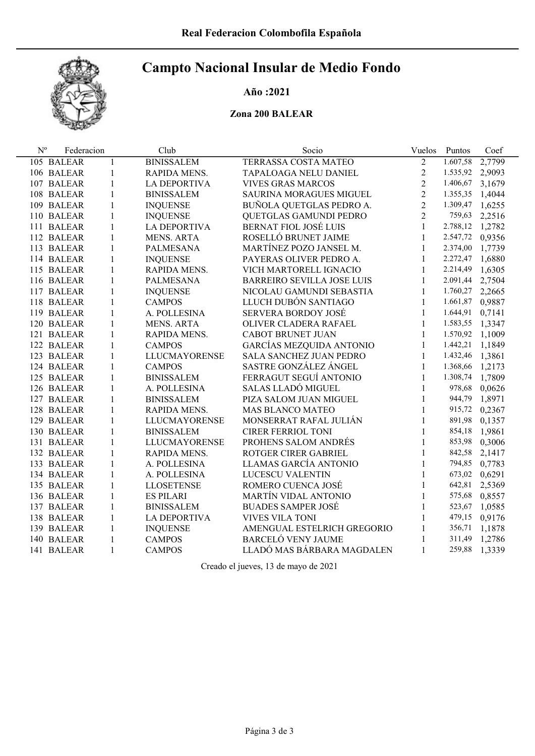# Campto Nacional Insular de Medio Fondo

**Año :2021**

**Zona 200 BALEAR**

| Nº | Federacion | | Club | Socio | Vuelos | Puntos | Coef |
|---|---|---|---|---|---|---|---|
| 105 | BALEAR | 1 | BINISSALEM | TERRASSA COSTA MATEO | 2 | 1.607,58 | 2,7799 |
| 106 | BALEAR | 1 | RAPIDA MENS. | TAPALOAGA NELU DANIEL | 2 | 1.535,92 | 2,9093 |
| 107 | BALEAR | 1 | LA DEPORTIVA | VIVES GRAS MARCOS | 2 | 1.406,67 | 3,1679 |
| 108 | BALEAR | 1 | BINISSALEM | SAURINA MORAGUES MIGUEL | 2 | 1.355,35 | 1,4044 |
| 109 | BALEAR | 1 | INQUENSE | BUÑOLA QUETGLAS PEDRO A. | 2 | 1.309,47 | 1,6255 |
| 110 | BALEAR | 1 | INQUENSE | QUETGLAS GAMUNDI PEDRO | 2 | 759,63 | 2,2516 |
| 111 | BALEAR | 1 | LA DEPORTIVA | BERNAT FIOL JOSÉ LUIS | 1 | 2.788,12 | 1,2782 |
| 112 | BALEAR | 1 | MENS. ARTA | ROSELLÓ BRUNET JAIME | 1 | 2.547,72 | 0,9356 |
| 113 | BALEAR | 1 | PALMESANA | MARTÍNEZ POZO JANSEL M. | 1 | 2.374,00 | 1,7739 |
| 114 | BALEAR | 1 | INQUENSE | PAYERAS OLIVER PEDRO A. | 1 | 2.272,47 | 1,6880 |
| 115 | BALEAR | 1 | RAPIDA MENS. | VICH MARTORELL IGNACIO | 1 | 2.214,49 | 1,6305 |
| 116 | BALEAR | 1 | PALMESANA | BARREIRO SEVILLA JOSE LUIS | 1 | 2.091,44 | 2,7504 |
| 117 | BALEAR | 1 | INQUENSE | NICOLAU GAMUNDI SEBASTIA | 1 | 1.760,27 | 2,2665 |
| 118 | BALEAR | 1 | CAMPOS | LLUCH DUBÓN SANTIAGO | 1 | 1.661,87 | 0,9887 |
| 119 | BALEAR | 1 | A. POLLESINA | SERVERA BORDOY JOSÉ | 1 | 1.644,91 | 0,7141 |
| 120 | BALEAR | 1 | MENS. ARTA | OLIVER CLADERA RAFAEL | 1 | 1.583,55 | 1,3347 |
| 121 | BALEAR | 1 | RAPIDA MENS. | CABOT BRUNET JUAN | 1 | 1.570,92 | 1,1009 |
| 122 | BALEAR | 1 | CAMPOS | GARCÍAS MEZQUIDA ANTONIO | 1 | 1.442,21 | 1,1849 |
| 123 | BALEAR | 1 | LLUCMAYORENSE | SALA SANCHEZ JUAN PEDRO | 1 | 1.432,46 | 1,3861 |
| 124 | BALEAR | 1 | CAMPOS | SASTRE GONZÁLEZ ÁNGEL | 1 | 1.368,66 | 1,2173 |
| 125 | BALEAR | 1 | BINISSALEM | FERRAGUT SEGUÍ ANTONIO | 1 | 1.308,74 | 1,7809 |
| 126 | BALEAR | 1 | A. POLLESINA | SALAS LLADÓ MIGUEL | 1 | 978,68 | 0,0626 |
| 127 | BALEAR | 1 | BINISSALEM | PIZA SALOM JUAN MIGUEL | 1 | 944,79 | 1,8971 |
| 128 | BALEAR | 1 | RAPIDA MENS. | MAS BLANCO MATEO | 1 | 915,72 | 0,2367 |
| 129 | BALEAR | 1 | LLUCMAYORENSE | MONSERRAT RAFAL JULIÁN | 1 | 891,98 | 0,1357 |
| 130 | BALEAR | 1 | BINISSALEM | CIRER FERRIOL TONI | 1 | 854,18 | 1,9861 |
| 131 | BALEAR | 1 | LLUCMAYORENSE | PROHENS SALOM ANDRÉS | 1 | 853,98 | 0,3006 |
| 132 | BALEAR | 1 | RAPIDA MENS. | ROTGER CIRER GABRIEL | 1 | 842,58 | 2,1417 |
| 133 | BALEAR | 1 | A. POLLESINA | LLAMAS GARCÍA ANTONIO | 1 | 794,85 | 0,7783 |
| 134 | BALEAR | 1 | A. POLLESINA | LUCESCU VALENTIN | 1 | 673,02 | 0,6291 |
| 135 | BALEAR | 1 | LLOSETENSE | ROMERO CUENCA JOSÉ | 1 | 642,81 | 2,5369 |
| 136 | BALEAR | 1 | ES PILARI | MARTÍN VIDAL ANTONIO | 1 | 575,68 | 0,8557 |
| 137 | BALEAR | 1 | BINISSALEM | BUADES SAMPER JOSÉ | 1 | 523,67 | 1,0585 |
| 138 | BALEAR | 1 | LA DEPORTIVA | VIVES VILA TONI | 1 | 479,15 | 0,9176 |
| 139 | BALEAR | 1 | INQUENSE | AMENGUAL ESTELRICH GREGORIO | 1 | 356,71 | 1,1878 |
| 140 | BALEAR | 1 | CAMPOS | BARCELÓ VENY JAUME | 1 | 311,49 | 1,2786 |
| 141 | BALEAR | 1 | CAMPOS | LLADÓ MAS BÁRBARA MAGDALEN | 1 | 259,88 | 1,3339 |

Creado el jueves, 13 de mayo de 2021